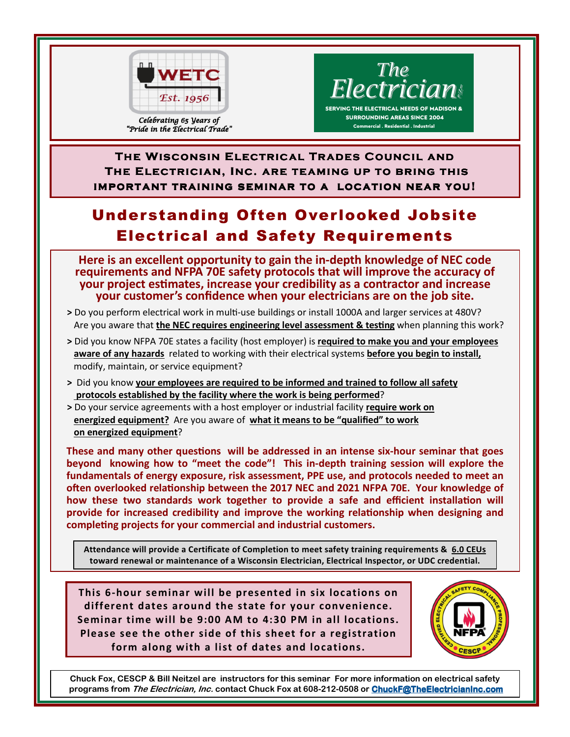WETC

Est. 1956

*Celebrating 65 Years of "Pride in the Electrical Trade"*

The Electrician

SERVING THE ELECTRICAL NEEDS OF MADISON & SURROUNDING AREAS SINCE 2004

Commercial . Residential . Industrial

**THE WISCONSIN ELECTRICAL TRADES COUNCIL AND THE ELECTRICIAN, INC. ARE TEAMING UP TO BRING THIS IMPORTANT TRAINING SEMINAR TO A LOCATION NEAR YOU!**

# Understanding Often Overlooked Jobsite Electrical and Safety Requirements

**Here is an excellent opportunity to gain the in-depth knowledge of NEC code requirements and NFPA 70E safety protocols that will improve the accuracy of your project estimates, increase your credibility as a contractor and increase your customer's confidence when your electricians are on the job site.**

**>** Do you perform electrical work in multi-use buildings or install 1000A and larger services at 480V? Are you aware that **the NEC requires engineering level assessment & testing** when planning this work?

**>** Did you know NFPA 70E states a facility (host employer) is **required to make you and your employees aware of any hazards** related to working with their electrical systems **before you begin to install,** modify, maintain, or service equipment?

**>** Did you know **your employees are required to be informed and trained to follow all safety protocols established by the facility where the work is being performed**?

**>** Do your service agreements with a host employer or industrial facility **require work on energized equipment?** Are you aware of **what it means to be "qualified" to work on energized equipment**?

**These and many other questions will be addressed in an intense six-hour seminar that goes beyond knowing how to "meet the code"! This in-depth training session will explore the fundamentals of energy exposure, risk assessment, PPE use, and protocols needed to meet an often overlooked relationship between the 2017 NEC and 2021 NFPA 70E. Your knowledge of how these two standards work together to provide a safe and efficient installation will provide for increased credibility and improve the working relationship when designing and completing projects for your commercial and industrial customers.**

**Attendance will provide a Certificate of Completion to meet safety training requirements & 6.0 CEUs toward renewal or maintenance of a Wisconsin Electrician, Electrical Inspector, or UDC credential.**

**This 6-hour seminar will be presented in six locations on different dates around the state for your convenience. Seminar time will be 9:00 AM to 4:30 PM in all locations. Please see the other side of this sheet for a registration form along with a list of dates and locations.**

CERTIFIED ELECTRICAL SAFETY COMPLIANCE PROFESSIONAL — NFPA — CESCP

**Chuck Fox, CESCP & Bill Neitzel are instructors for this seminar For more information on electrical safety programs from *The Electrician, Inc.* contact Chuck Fox at 608-212-0508 or ChuckF@TheElectricianInc.com**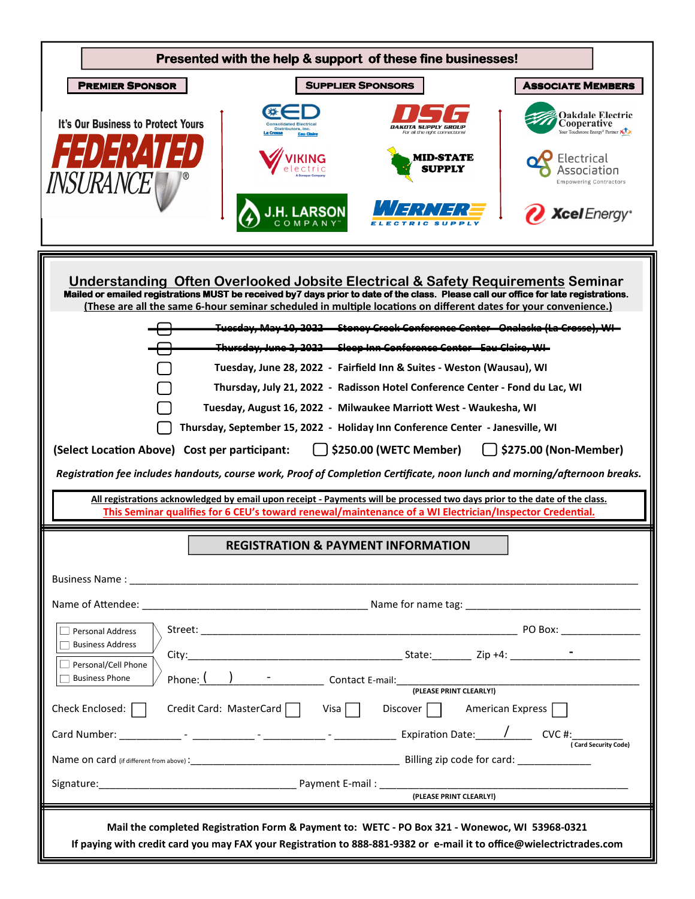**Presented with the help & support of these fine businesses!**

**PREMIER SPONSOR** | **SUPPLIER SPONSORS** | **ASSOCIATE MEMBERS**

It's Our Business to Protect Yours
FEDERATED INSURANCE®

CED Consolidated Electrical Distributors, Inc. La Crosse Eau Claire

DSG Dakota Supply Group For all the right connections!

Viking electric A Sonepar Company

Mid-State Supply

J.H. Larson Company

Werner Electric Supply

Oakdale Electric Cooperative Your Touchstone Energy® Partner

Electrical Association Empowering Contractors

Xcel Energy®

## Understanding Often Overlooked Jobsite Electrical & Safety Requirements Seminar

**Mailed or emailed registrations MUST be received by7 days prior to date of the class. Please call our office for late registrations.**

(These are all the same 6-hour seminar scheduled in multiple locations on different dates for your convenience.)

- ☐ ~~Tuesday, May 10, 2022 - Stoney Creek Conference Center - Onalaska (La Crosse), WI~~
- ☐ ~~Thursday, June 2, 2022 - Sleep Inn Conference Center - Eau Claire, WI~~
- ☐ Tuesday, June 28, 2022 - Fairfield Inn & Suites - Weston (Wausau), WI
- ☐ Thursday, July 21, 2022 - Radisson Hotel Conference Center - Fond du Lac, WI
- ☐ Tuesday, August 16, 2022 - Milwaukee Marriott West - Waukesha, WI
- ☐ Thursday, September 15, 2022 - Holiday Inn Conference Center - Janesville, WI

**(Select Location Above) Cost per participant: ☐ $250.00 (WETC Member) ☐ $275.00 (Non-Member)**

*Registration fee includes handouts, course work, Proof of Completion Certificate, noon lunch and morning/afternoon breaks.*

All registrations acknowledged by email upon receipt - Payments will be processed two days prior to the date of the class.

This Seminar qualifies for 6 CEU's toward renewal/maintenance of a WI Electrician/Inspector Credential.

## REGISTRATION & PAYMENT INFORMATION

Business Name : ____________________

Name of Attendee: ____________________ Name for name tag: ____________________

☐ Personal Address
☐ Business Address

Street: ____________________ PO Box: ____________

City: ____________________ State: ______ Zip +4: ______ - ______

☐ Personal/Cell Phone
☐ Business Phone

Phone: (    )    - ______ Contact E-mail: ____________________
(PLEASE PRINT CLEARLY!)

Check Enclosed: ☐ Credit Card: MasterCard ☐ Visa ☐ Discover ☐ American Express ☐

Card Number: ______ - ______ - ______ - ______ Expiration Date: ____ / ____ CVC #: ______ (Card Security Code)

Name on card (if different from above) : ____________________ Billing zip code for card: ____________

Signature: ____________________ Payment E-mail : ____________________
(PLEASE PRINT CLEARLY!)

**Mail the completed Registration Form & Payment to: WETC - PO Box 321 - Wonewoc, WI 53968-0321**

**If paying with credit card you may FAX your Registration to 888-881-9382 or e-mail it to office@wielectrictrades.com**